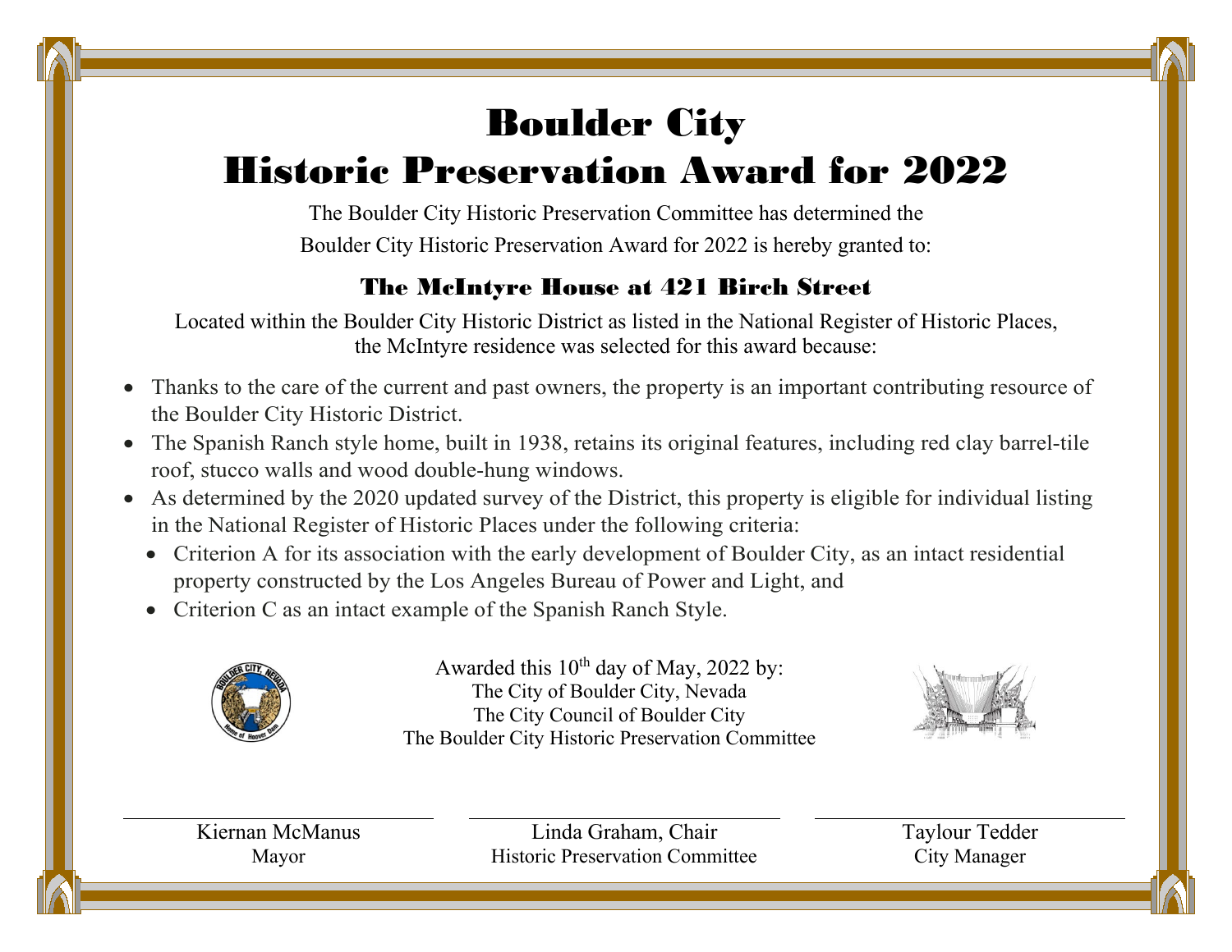# Boulder City
# Historic Preservation Award for 2022

The Boulder City Historic Preservation Committee has determined the
Boulder City Historic Preservation Award for 2022 is hereby granted to:

## The McIntyre House at 421 Birch Street

Located within the Boulder City Historic District as listed in the National Register of Historic Places, the McIntyre residence was selected for this award because:

- Thanks to the care of the current and past owners, the property is an important contributing resource of the Boulder City Historic District.
- The Spanish Ranch style home, built in 1938, retains its original features, including red clay barrel-tile roof, stucco walls and wood double-hung windows.
- As determined by the 2020 updated survey of the District, this property is eligible for individual listing in the National Register of Historic Places under the following criteria:
  - Criterion A for its association with the early development of Boulder City, as an intact residential property constructed by the Los Angeles Bureau of Power and Light, and
  - Criterion C as an intact example of the Spanish Ranch Style.

Awarded this 10th day of May, 2022 by:
The City of Boulder City, Nevada
The City Council of Boulder City
The Boulder City Historic Preservation Committee

Kiernan McManus
Mayor

Linda Graham, Chair
Historic Preservation Committee

Taylour Tedder
City Manager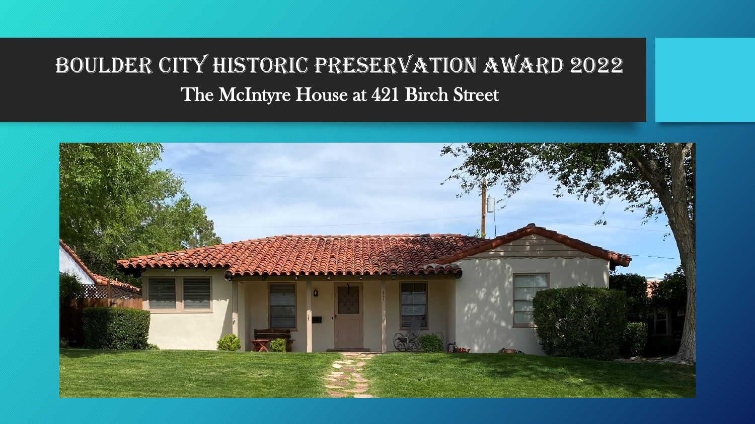# Boulder City Historic Preservation Award 2022

## The McIntyre House at 421 Birch Street